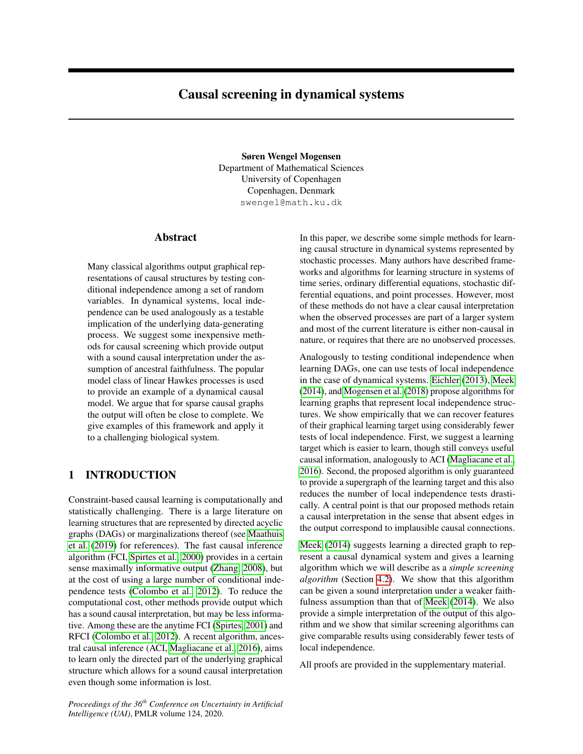# Causal screening in dynamical systems

**Søren Wengel Mogensen**
Department of Mathematical Sciences
University of Copenhagen
Copenhagen, Denmark
swengel@math.ku.dk

## Abstract

Many classical algorithms output graphical representations of causal structures by testing conditional independence among a set of random variables. In dynamical systems, local independence can be used analogously as a testable implication of the underlying data-generating process. We suggest some inexpensive methods for causal screening which provide output with a sound causal interpretation under the assumption of ancestral faithfulness. The popular model class of linear Hawkes processes is used to provide an example of a dynamical causal model. We argue that for sparse causal graphs the output will often be close to complete. We give examples of this framework and apply it to a challenging biological system.

## 1 INTRODUCTION

Constraint-based causal learning is computationally and statistically challenging. There is a large literature on learning structures that are represented by directed acyclic graphs (DAGs) or marginalizations thereof (see Maathuis et al. (2019) for references). The fast causal inference algorithm (FCI, Spirtes et al., 2000) provides in a certain sense maximally informative output (Zhang, 2008), but at the cost of using a large number of conditional independence tests (Colombo et al., 2012). To reduce the computational cost, other methods provide output which has a sound causal interpretation, but may be less informative. Among these are the anytime FCI (Spirtes, 2001) and RFCI (Colombo et al., 2012). A recent algorithm, ancestral causal inference (ACI, Magliacane et al., 2016), aims to learn only the directed part of the underlying graphical structure which allows for a sound causal interpretation even though some information is lost.

In this paper, we describe some simple methods for learning causal structure in dynamical systems represented by stochastic processes. Many authors have described frameworks and algorithms for learning structure in systems of time series, ordinary differential equations, stochastic differential equations, and point processes. However, most of these methods do not have a clear causal interpretation when the observed processes are part of a larger system and most of the current literature is either non-causal in nature, or requires that there are no unobserved processes.

Analogously to testing conditional independence when learning DAGs, one can use tests of local independence in the case of dynamical systems. Eichler (2013), Meek (2014), and Mogensen et al. (2018) propose algorithms for learning graphs that represent local independence structures. We show empirically that we can recover features of their graphical learning target using considerably fewer tests of local independence. First, we suggest a learning target which is easier to learn, though still conveys useful causal information, analogously to ACI (Magliacane et al., 2016). Second, the proposed algorithm is only guaranteed to provide a supergraph of the learning target and this also reduces the number of local independence tests drastically. A central point is that our proposed methods retain a causal interpretation in the sense that absent edges in the output correspond to implausible causal connections.

Meek (2014) suggests learning a directed graph to represent a causal dynamical system and gives a learning algorithm which we will describe as a *simple screening algorithm* (Section 4.2). We show that this algorithm can be given a sound interpretation under a weaker faithfulness assumption than that of Meek (2014). We also provide a simple interpretation of the output of this algorithm and we show that similar screening algorithms can give comparable results using considerably fewer tests of local independence.

All proofs are provided in the supplementary material.

*Proceedings of the 36th Conference on Uncertainty in Artificial Intelligence (UAI)*, PMLR volume 124, 2020.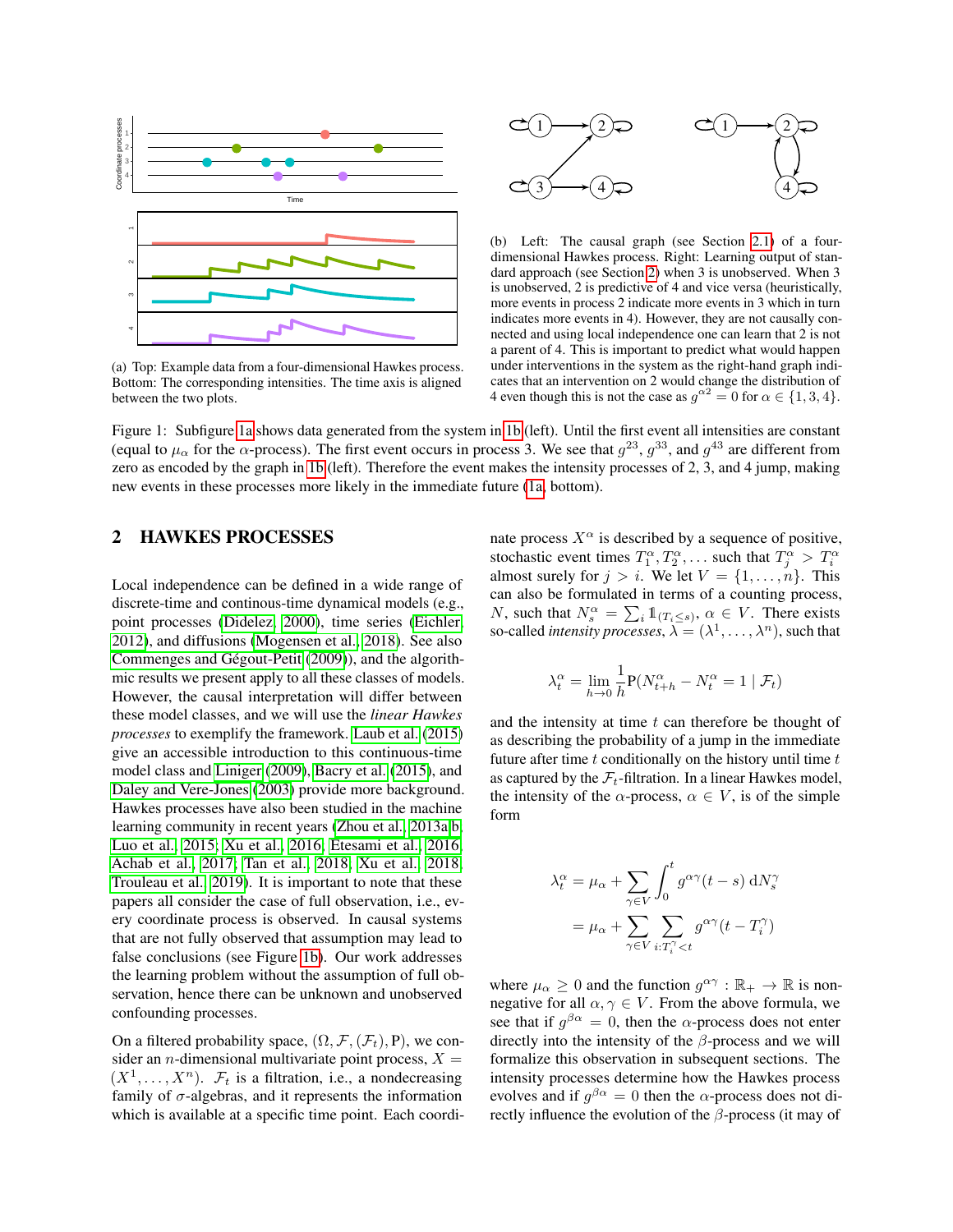(a) Top: Example data from a four-dimensional Hawkes process. Bottom: The corresponding intensities. The time axis is aligned between the two plots.

(b) Left: The causal graph (see Section 2.1) of a four-dimensional Hawkes process. Right: Learning output of standard approach (see Section 2) when 3 is unobserved. When 3 is unobserved, 2 is predictive of 4 and vice versa (heuristically, more events in process 2 indicate more events in 3 which in turn indicates more events in 4). However, they are not causally connected and using local independence one can learn that 2 is not a parent of 4. This is important to predict what would happen under interventions in the system as the right-hand graph indicates that an intervention on 2 would change the distribution of 4 even though this is not the case as $g^{\alpha 2} = 0$ for $\alpha \in \{1, 3, 4\}$.

Figure 1: Subfigure 1a shows data generated from the system in 1b (left). Until the first event all intensities are constant (equal to $\mu_\alpha$ for the $\alpha$-process). The first event occurs in process 3. We see that $g^{23}$, $g^{33}$, and $g^{43}$ are different from zero as encoded by the graph in 1b (left). Therefore the event makes the intensity processes of 2, 3, and 4 jump, making new events in these processes more likely in the immediate future (1a, bottom).

## 2 HAWKES PROCESSES

Local independence can be defined in a wide range of discrete-time and continous-time dynamical models (e.g., point processes (Didelez, 2000), time series (Eichler, 2012), and diffusions (Mogensen et al., 2018). See also Commenges and Gégout-Petit (2009)), and the algorithmic results we present apply to all these classes of models. However, the causal interpretation will differ between these model classes, and we will use the *linear Hawkes processes* to exemplify the framework. Laub et al. (2015) give an accessible introduction to this continuous-time model class and Liniger (2009), Bacry et al. (2015), and Daley and Vere-Jones (2003) provide more background. Hawkes processes have also been studied in the machine learning community in recent years (Zhou et al., 2013a,b, Luo et al., 2015; Xu et al., 2016; Etesami et al., 2016; Achab et al., 2017; Tan et al., 2018; Xu et al., 2018; Trouleau et al., 2019). It is important to note that these papers all consider the case of full observation, i.e., every coordinate process is observed. In causal systems that are not fully observed that assumption may lead to false conclusions (see Figure 1b). Our work addresses the learning problem without the assumption of full observation, hence there can be unknown and unobserved confounding processes.

On a filtered probability space, $(\Omega, \mathcal{F}, (\mathcal{F}_t), \mathrm{P})$, we consider an $n$-dimensional multivariate point process, $X = (X^1, \ldots, X^n)$. $\mathcal{F}_t$ is a filtration, i.e., a nondecreasing family of $\sigma$-algebras, and it represents the information which is available at a specific time point. Each coordinate process $X^\alpha$ is described by a sequence of positive, stochastic event times $T_1^\alpha, T_2^\alpha, \ldots$ such that $T_j^\alpha > T_i^\alpha$ almost surely for $j > i$. We let $V = \{1, \ldots, n\}$. This can also be formulated in terms of a counting process, $N$, such that $N_s^\alpha = \sum_i \mathbb{1}_{(T_i \leq s)}$, $\alpha \in V$. There exists so-called *intensity processes*, $\lambda = (\lambda^1, \ldots, \lambda^n)$, such that

$$\lambda_t^\alpha = \lim_{h \to 0} \frac{1}{h} \mathrm{P}(N_{t+h}^\alpha - N_t^\alpha = 1 \mid \mathcal{F}_t)$$

and the intensity at time $t$ can therefore be thought of as describing the probability of a jump in the immediate future after time $t$ conditionally on the history until time $t$ as captured by the $\mathcal{F}_t$-filtration. In a linear Hawkes model, the intensity of the $\alpha$-process, $\alpha \in V$, is of the simple form

$$\begin{aligned}
\lambda_t^\alpha &= \mu_\alpha + \sum_{\gamma \in V} \int_0^t g^{\alpha\gamma}(t - s)\, \mathrm{d}N_s^\gamma \\
&= \mu_\alpha + \sum_{\gamma \in V} \sum_{i : T_i^\gamma < t} g^{\alpha\gamma}(t - T_i^\gamma)
\end{aligned}$$

where $\mu_\alpha \geq 0$ and the function $g^{\alpha\gamma} : \mathbb{R}_+ \to \mathbb{R}$ is non-negative for all $\alpha, \gamma \in V$. From the above formula, we see that if $g^{\beta\alpha} = 0$, then the $\alpha$-process does not enter directly into the intensity of the $\beta$-process and we will formalize this observation in subsequent sections. The intensity processes determine how the Hawkes process evolves and if $g^{\beta\alpha} = 0$ then the $\alpha$-process does not directly influence the evolution of the $\beta$-process (it may of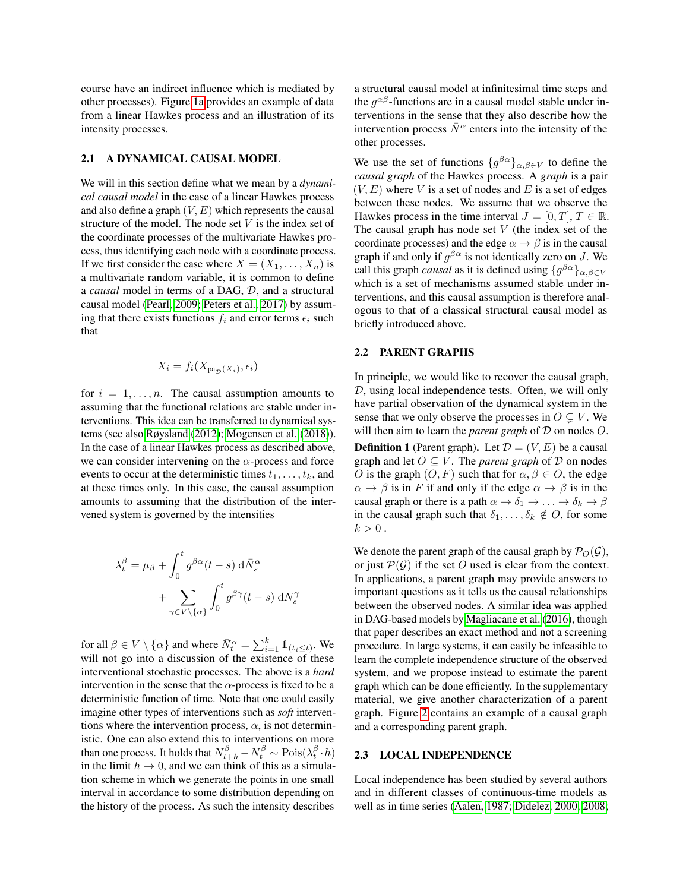course have an indirect influence which is mediated by other processes). Figure 1a provides an example of data from a linear Hawkes process and an illustration of its intensity processes.

### 2.1 A DYNAMICAL CAUSAL MODEL

We will in this section define what we mean by a *dynamical causal model* in the case of a linear Hawkes process and also define a graph $(V, E)$ which represents the causal structure of the model. The node set $V$ is the index set of the coordinate processes of the multivariate Hawkes process, thus identifying each node with a coordinate process. If we first consider the case where $X = (X_1, \ldots, X_n)$ is a multivariate random variable, it is common to define a *causal* model in terms of a DAG, $\mathcal{D}$, and a structural causal model (Pearl, 2009; Peters et al., 2017) by assuming that there exists functions $f_i$ and error terms $\epsilon_i$ such that

$$X_i = f_i(X_{\mathrm{pa}_{\mathcal{D}}(X_i)}, \epsilon_i)$$

for $i = 1, \ldots, n$. The causal assumption amounts to assuming that the functional relations are stable under interventions. This idea can be transferred to dynamical systems (see also Røysland (2012); Mogensen et al. (2018)). In the case of a linear Hawkes process as described above, we can consider intervening on the $\alpha$-process and force events to occur at the deterministic times $t_1, \ldots, t_k$, and at these times only. In this case, the causal assumption amounts to assuming that the distribution of the intervened system is governed by the intensities

$$\lambda_t^\beta = \mu_\beta + \int_0^t g^{\beta\alpha}(t-s)\,\mathrm{d}\bar{N}_s^\alpha + \sum_{\gamma \in V \setminus \{\alpha\}} \int_0^t g^{\beta\gamma}(t-s)\,\mathrm{d}N_s^\gamma$$

for all $\beta \in V \setminus \{\alpha\}$ and where $\bar{N}_t^\alpha = \sum_{i=1}^k \mathbb{1}_{(t_i \leq t)}$. We will not go into a discussion of the existence of these interventional stochastic processes. The above is a *hard* intervention in the sense that the $\alpha$-process is fixed to be a deterministic function of time. Note that one could easily imagine other types of interventions such as *soft* interventions where the intervention process, $\alpha$, is not deterministic. One can also extend this to interventions on more than one process. It holds that $N_{t+h}^\beta - N_t^\beta \sim \mathrm{Pois}(\lambda_t^\beta \cdot h)$ in the limit $h \to 0$, and we can think of this as a simulation scheme in which we generate the points in one small interval in accordance to some distribution depending on the history of the process. As such the intensity describes a structural causal model at infinitesimal time steps and the $g^{\alpha\beta}$-functions are in a causal model stable under interventions in the sense that they also describe how the intervention process $\bar{N}^\alpha$ enters into the intensity of the other processes.

We use the set of functions $\{g^{\beta\alpha}\}_{\alpha,\beta \in V}$ to define the *causal graph* of the Hawkes process. A *graph* is a pair $(V, E)$ where $V$ is a set of nodes and $E$ is a set of edges between these nodes. We assume that we observe the Hawkes process in the time interval $J = [0, T]$, $T \in \mathbb{R}$. The causal graph has node set $V$ (the index set of the coordinate processes) and the edge $\alpha \to \beta$ is in the causal graph if and only if $g^{\beta\alpha}$ is not identically zero on $J$. We call this graph *causal* as it is defined using $\{g^{\beta\alpha}\}_{\alpha,\beta \in V}$ which is a set of mechanisms assumed stable under interventions, and this causal assumption is therefore analogous to that of a classical structural causal model as briefly introduced above.

### 2.2 PARENT GRAPHS

In principle, we would like to recover the causal graph, $\mathcal{D}$, using local independence tests. Often, we will only have partial observation of the dynamical system in the sense that we only observe the processes in $O \subsetneq V$. We will then aim to learn the *parent graph* of $\mathcal{D}$ on nodes $O$.

**Definition 1** (Parent graph). Let $\mathcal{D} = (V, E)$ be a causal graph and let $O \subseteq V$. The *parent graph* of $\mathcal{D}$ on nodes $O$ is the graph $(O, F)$ such that for $\alpha, \beta \in O$, the edge $\alpha \to \beta$ is in $F$ if and only if the edge $\alpha \to \beta$ is in the causal graph or there is a path $\alpha \to \delta_1 \to \ldots \to \delta_k \to \beta$ in the causal graph such that $\delta_1, \ldots, \delta_k \notin O$, for some $k > 0$.

We denote the parent graph of the causal graph by $\mathcal{P}_O(\mathcal{G})$, or just $\mathcal{P}(\mathcal{G})$ if the set $O$ used is clear from the context. In applications, a parent graph may provide answers to important questions as it tells us the causal relationships between the observed nodes. A similar idea was applied in DAG-based models by Magliacane et al. (2016), though that paper describes an exact method and not a screening procedure. In large systems, it can easily be infeasible to learn the complete independence structure of the observed system, and we propose instead to estimate the parent graph which can be done efficiently. In the supplementary material, we give another characterization of a parent graph. Figure 2 contains an example of a causal graph and a corresponding parent graph.

### 2.3 LOCAL INDEPENDENCE

Local independence has been studied by several authors and in different classes of continuous-time models as well as in time series (Aalen, 1987; Didelez, 2000, 2008;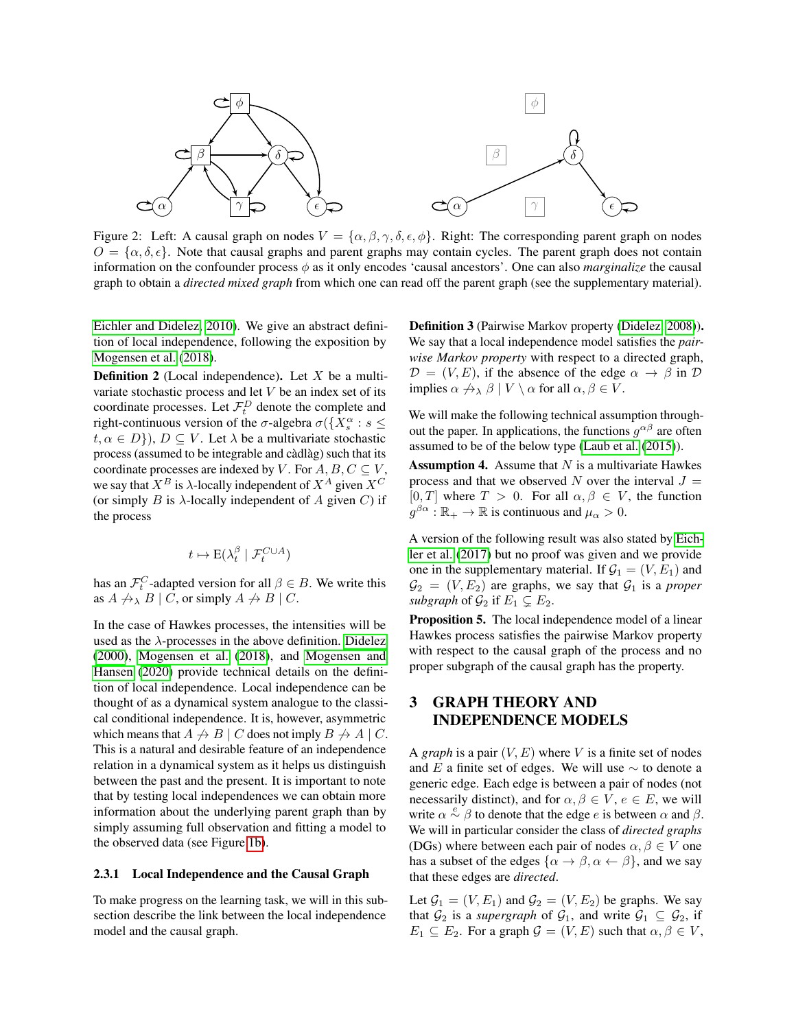Figure 2: Left: A causal graph on nodes $V = \{\alpha, \beta, \gamma, \delta, \epsilon, \phi\}$. Right: The corresponding parent graph on nodes $O = \{\alpha, \delta, \epsilon\}$. Note that causal graphs and parent graphs may contain cycles. The parent graph does not contain information on the confounder process $\phi$ as it only encodes 'causal ancestors'. One can also *marginalize* the causal graph to obtain a *directed mixed graph* from which one can read off the parent graph (see the supplementary material).

Eichler and Didelez, 2010). We give an abstract definition of local independence, following the exposition by Mogensen et al. (2018).

**Definition 2** (Local independence)**.** Let $X$ be a multivariate stochastic process and let $V$ be an index set of its coordinate processes. Let $\mathcal{F}_t^D$ denote the complete and right-continuous version of the $\sigma$-algebra $\sigma(\{X_s^\alpha : s \leq t, \alpha \in D\})$, $D \subseteq V$. Let $\lambda$ be a multivariate stochastic process (assumed to be integrable and càdlàg) such that its coordinate processes are indexed by $V$. For $A, B, C \subseteq V$, we say that $X^B$ is $\lambda$-locally independent of $X^A$ given $X^C$ (or simply $B$ is $\lambda$-locally independent of $A$ given $C$) if the process

$$t \mapsto \mathrm{E}(\lambda_t^\beta \mid \mathcal{F}_t^{C \cup A})$$

has an $\mathcal{F}_t^C$-adapted version for all $\beta \in B$. We write this as $A \not\rightarrow_\lambda B \mid C$, or simply $A \not\rightarrow B \mid C$.

In the case of Hawkes processes, the intensities will be used as the $\lambda$-processes in the above definition. Didelez (2000), Mogensen et al. (2018), and Mogensen and Hansen (2020) provide technical details on the definition of local independence. Local independence can be thought of as a dynamical system analogue to the classical conditional independence. It is, however, asymmetric which means that $A \not\rightarrow B \mid C$ does not imply $B \not\rightarrow A \mid C$. This is a natural and desirable feature of an independence relation in a dynamical system as it helps us distinguish between the past and the present. It is important to note that by testing local independences we can obtain more information about the underlying parent graph than by simply assuming full observation and fitting a model to the observed data (see Figure 1b).

#### 2.3.1 Local Independence and the Causal Graph

To make progress on the learning task, we will in this subsection describe the link between the local independence model and the causal graph.

**Definition 3** (Pairwise Markov property (Didelez, 2008))**.** We say that a local independence model satisfies the *pairwise Markov property* with respect to a directed graph, $\mathcal{D} = (V, E)$, if the absence of the edge $\alpha \rightarrow \beta$ in $\mathcal{D}$ implies $\alpha \not\rightarrow_\lambda \beta \mid V \setminus \alpha$ for all $\alpha, \beta \in V$.

We will make the following technical assumption throughout the paper. In applications, the functions $g^{\alpha\beta}$ are often assumed to be of the below type (Laub et al. (2015)).

**Assumption 4.** Assume that $N$ is a multivariate Hawkes process and that we observed $N$ over the interval $J = [0, T]$ where $T > 0$. For all $\alpha, \beta \in V$, the function $g^{\beta\alpha} : \mathbb{R}_+ \rightarrow \mathbb{R}$ is continuous and $\mu_\alpha > 0$.

A version of the following result was also stated by Eichler et al. (2017) but no proof was given and we provide one in the supplementary material. If $\mathcal{G}_1 = (V, E_1)$ and $\mathcal{G}_2 = (V, E_2)$ are graphs, we say that $\mathcal{G}_1$ is a *proper subgraph* of $\mathcal{G}_2$ if $E_1 \subsetneq E_2$.

**Proposition 5.** The local independence model of a linear Hawkes process satisfies the pairwise Markov property with respect to the causal graph of the process and no proper subgraph of the causal graph has the property.

## 3 GRAPH THEORY AND INDEPENDENCE MODELS

A *graph* is a pair $(V, E)$ where $V$ is a finite set of nodes and $E$ a finite set of edges. We will use $\sim$ to denote a generic edge. Each edge is between a pair of nodes (not necessarily distinct), and for $\alpha, \beta \in V$, $e \in E$, we will write $\alpha \overset{e}{\sim} \beta$ to denote that the edge $e$ is between $\alpha$ and $\beta$. We will in particular consider the class of *directed graphs* (DGs) where between each pair of nodes $\alpha, \beta \in V$ one has a subset of the edges $\{\alpha \rightarrow \beta, \alpha \leftarrow \beta\}$, and we say that these edges are *directed*.

Let $\mathcal{G}_1 = (V, E_1)$ and $\mathcal{G}_2 = (V, E_2)$ be graphs. We say that $\mathcal{G}_2$ is a *supergraph* of $\mathcal{G}_1$, and write $\mathcal{G}_1 \subseteq \mathcal{G}_2$, if $E_1 \subseteq E_2$. For a graph $\mathcal{G} = (V, E)$ such that $\alpha, \beta \in V$,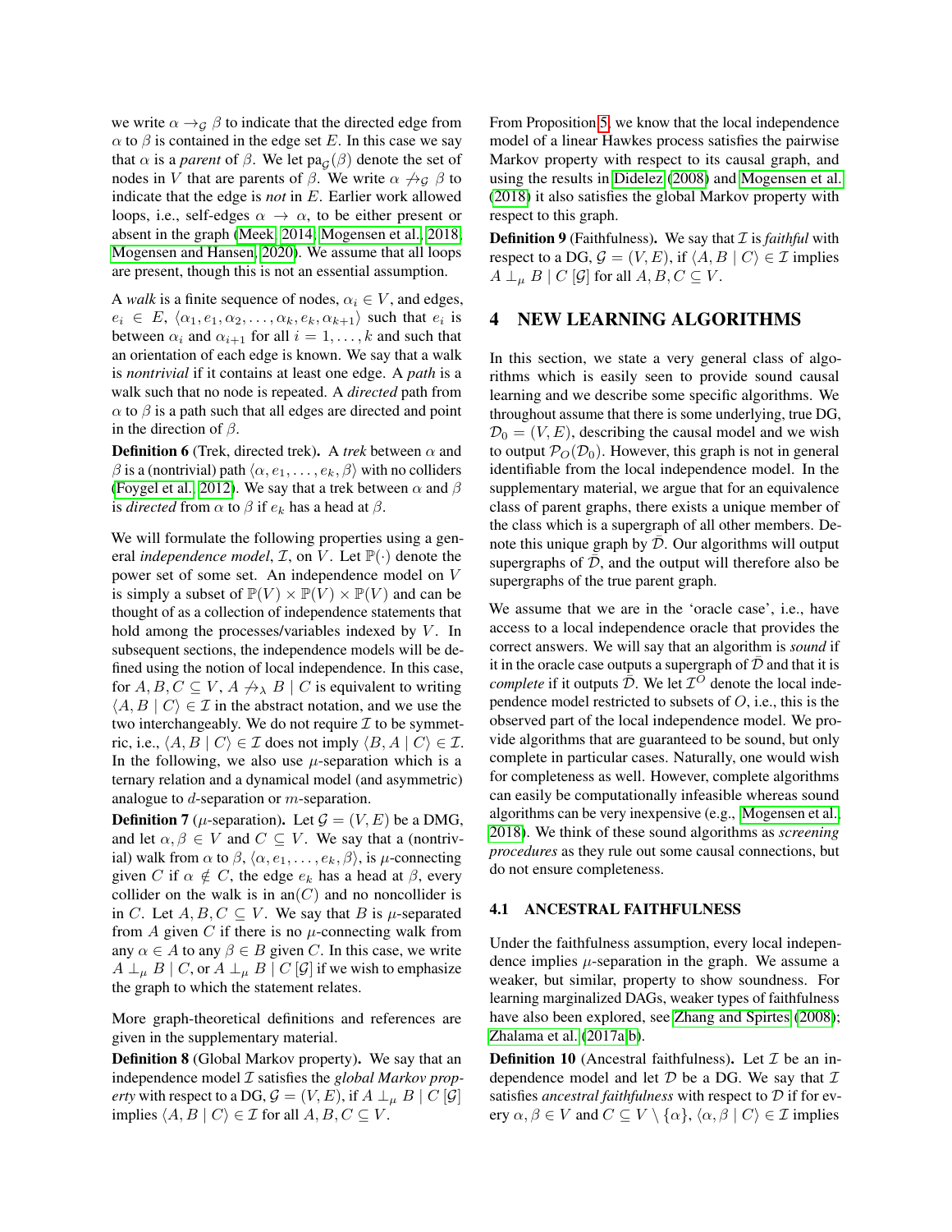we write $\alpha \rightarrow_{\mathcal{G}} \beta$ to indicate that the directed edge from $\alpha$ to $\beta$ is contained in the edge set $E$. In this case we say that $\alpha$ is a *parent* of $\beta$. We let $\mathrm{pa}_{\mathcal{G}}(\beta)$ denote the set of nodes in $V$ that are parents of $\beta$. We write $\alpha \not\rightarrow_{\mathcal{G}} \beta$ to indicate that the edge is *not* in $E$. Earlier work allowed loops, i.e., self-edges $\alpha \rightarrow \alpha$, to be either present or absent in the graph (Meek, 2014; Mogensen et al., 2018; Mogensen and Hansen, 2020). We assume that all loops are present, though this is not an essential assumption.

A *walk* is a finite sequence of nodes, $\alpha_i \in V$, and edges, $e_i \in E$, $\langle \alpha_1, e_1, \alpha_2, \ldots, \alpha_k, e_k, \alpha_{k+1} \rangle$ such that $e_i$ is between $\alpha_i$ and $\alpha_{i+1}$ for all $i = 1, \ldots, k$ and such that an orientation of each edge is known. We say that a walk is *nontrivial* if it contains at least one edge. A *path* is a walk such that no node is repeated. A *directed* path from $\alpha$ to $\beta$ is a path such that all edges are directed and point in the direction of $\beta$.

**Definition 6** (Trek, directed trek)**.** A *trek* between $\alpha$ and $\beta$ is a (nontrivial) path $\langle \alpha, e_1, \ldots, e_k, \beta \rangle$ with no colliders (Foygel et al., 2012). We say that a trek between $\alpha$ and $\beta$ is *directed* from $\alpha$ to $\beta$ if $e_k$ has a head at $\beta$.

We will formulate the following properties using a general *independence model*, $\mathcal{I}$, on $V$. Let $\mathbb{P}(\cdot)$ denote the power set of some set. An independence model on $V$ is simply a subset of $\mathbb{P}(V) \times \mathbb{P}(V) \times \mathbb{P}(V)$ and can be thought of as a collection of independence statements that hold among the processes/variables indexed by $V$. In subsequent sections, the independence models will be defined using the notion of local independence. In this case, for $A, B, C \subseteq V$, $A \not\rightarrow_{\lambda} B \mid C$ is equivalent to writing $\langle A, B \mid C \rangle \in \mathcal{I}$ in the abstract notation, and we use the two interchangeably. We do not require $\mathcal{I}$ to be symmetric, i.e., $\langle A, B \mid C \rangle \in \mathcal{I}$ does not imply $\langle B, A \mid C \rangle \in \mathcal{I}$. In the following, we also use $\mu$-separation which is a ternary relation and a dynamical model (and asymmetric) analogue to $d$-separation or $m$-separation.

**Definition 7** ($\mu$-separation)**.** Let $\mathcal{G} = (V, E)$ be a DMG, and let $\alpha, \beta \in V$ and $C \subseteq V$. We say that a (nontrivial) walk from $\alpha$ to $\beta$, $\langle \alpha, e_1, \ldots, e_k, \beta \rangle$, is $\mu$-connecting given $C$ if $\alpha \notin C$, the edge $e_k$ has a head at $\beta$, every collider on the walk is in $\mathrm{an}(C)$ and no noncollider is in $C$. Let $A, B, C \subseteq V$. We say that $B$ is $\mu$-separated from $A$ given $C$ if there is no $\mu$-connecting walk from any $\alpha \in A$ to any $\beta \in B$ given $C$. In this case, we write $A \perp_{\mu} B \mid C$, or $A \perp_{\mu} B \mid C \, [\mathcal{G}]$ if we wish to emphasize the graph to which the statement relates.

More graph-theoretical definitions and references are given in the supplementary material.

**Definition 8** (Global Markov property)**.** We say that an independence model $\mathcal{I}$ satisfies the *global Markov property* with respect to a DG, $\mathcal{G} = (V, E)$, if $A \perp_{\mu} B \mid C \, [\mathcal{G}]$ implies $\langle A, B \mid C \rangle \in \mathcal{I}$ for all $A, B, C \subseteq V$.

From Proposition 5, we know that the local independence model of a linear Hawkes process satisfies the pairwise Markov property with respect to its causal graph, and using the results in Didelez (2008) and Mogensen et al. (2018) it also satisfies the global Markov property with respect to this graph.

**Definition 9** (Faithfulness)**.** We say that $\mathcal{I}$ is *faithful* with respect to a DG, $\mathcal{G} = (V, E)$, if $\langle A, B \mid C \rangle \in \mathcal{I}$ implies $A \perp_{\mu} B \mid C \, [\mathcal{G}]$ for all $A, B, C \subseteq V$.

# 4 NEW LEARNING ALGORITHMS

In this section, we state a very general class of algorithms which is easily seen to provide sound causal learning and we describe some specific algorithms. We throughout assume that there is some underlying, true DG, $\mathcal{D}_0 = (V, E)$, describing the causal model and we wish to output $\mathcal{P}_O(\mathcal{D}_0)$. However, this graph is not in general identifiable from the local independence model. In the supplementary material, we argue that for an equivalence class of parent graphs, there exists a unique member of the class which is a supergraph of all other members. Denote this unique graph by $\bar{\mathcal{D}}$. Our algorithms will output supergraphs of $\bar{\mathcal{D}}$, and the output will therefore also be supergraphs of the true parent graph.

We assume that we are in the 'oracle case', i.e., have access to a local independence oracle that provides the correct answers. We will say that an algorithm is *sound* if it in the oracle case outputs a supergraph of $\bar{\mathcal{D}}$ and that it is *complete* if it outputs $\bar{\mathcal{D}}$. We let $\mathcal{I}^O$ denote the local independence model restricted to subsets of $O$, i.e., this is the observed part of the local independence model. We provide algorithms that are guaranteed to be sound, but only complete in particular cases. Naturally, one would wish for completeness as well. However, complete algorithms can easily be computationally infeasible whereas sound algorithms can be very inexpensive (e.g., Mogensen et al., 2018). We think of these sound algorithms as *screening procedures* as they rule out some causal connections, but do not ensure completeness.

## 4.1 ANCESTRAL FAITHFULNESS

Under the faithfulness assumption, every local independence implies $\mu$-separation in the graph. We assume a weaker, but similar, property to show soundness. For learning marginalized DAGs, weaker types of faithfulness have also been explored, see Zhang and Spirtes (2008); Zhalama et al. (2017a,b).

**Definition 10** (Ancestral faithfulness)**.** Let $\mathcal{I}$ be an independence model and let $\mathcal{D}$ be a DG. We say that $\mathcal{I}$ satisfies *ancestral faithfulness* with respect to $\mathcal{D}$ if for every $\alpha, \beta \in V$ and $C \subseteq V \setminus \{\alpha\}$, $\langle \alpha, \beta \mid C \rangle \in \mathcal{I}$ implies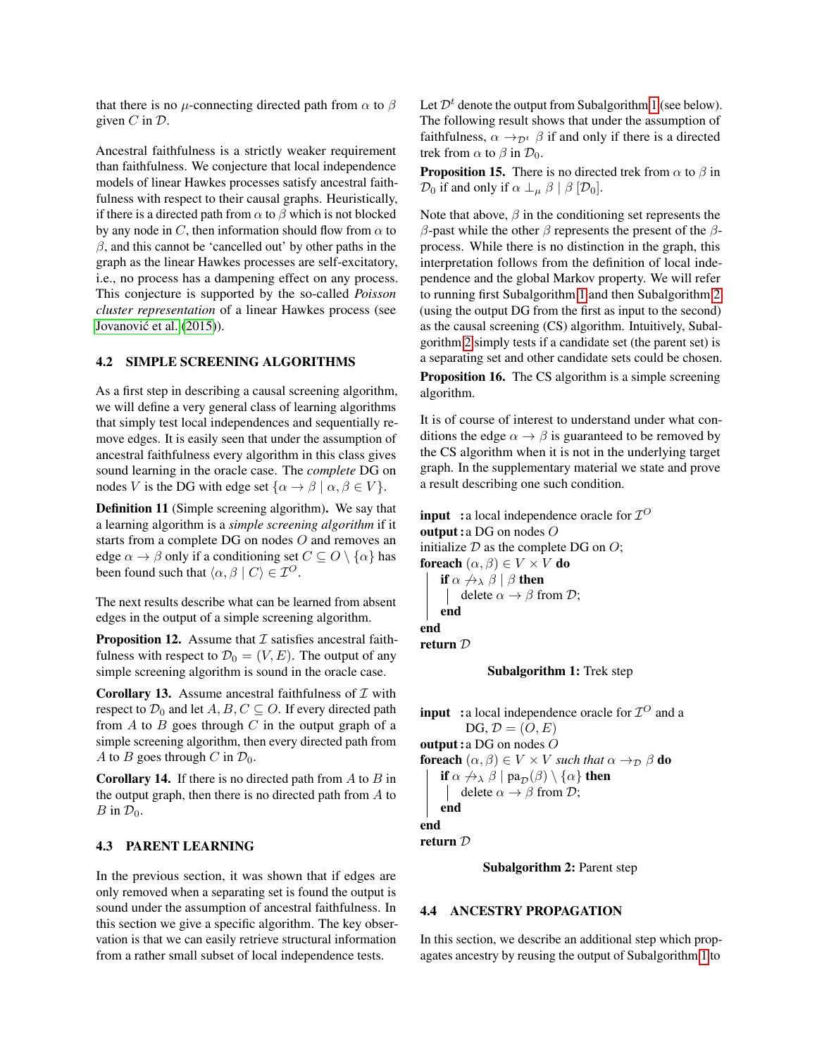that there is no $\mu$-connecting directed path from $\alpha$ to $\beta$ given $C$ in $\mathcal{D}$.

Ancestral faithfulness is a strictly weaker requirement than faithfulness. We conjecture that local independence models of linear Hawkes processes satisfy ancestral faithfulness with respect to their causal graphs. Heuristically, if there is a directed path from $\alpha$ to $\beta$ which is not blocked by any node in $C$, then information should flow from $\alpha$ to $\beta$, and this cannot be 'cancelled out' by other paths in the graph as the linear Hawkes processes are self-excitatory, i.e., no process has a dampening effect on any process. This conjecture is supported by the so-called *Poisson cluster representation* of a linear Hawkes process (see Jovanović et al. (2015)).

### 4.2 SIMPLE SCREENING ALGORITHMS

As a first step in describing a causal screening algorithm, we will define a very general class of learning algorithms that simply test local independences and sequentially remove edges. It is easily seen that under the assumption of ancestral faithfulness every algorithm in this class gives sound learning in the oracle case. The *complete* DG on nodes $V$ is the DG with edge set $\{\alpha \to \beta \mid \alpha, \beta \in V\}$.

**Definition 11** (Simple screening algorithm)**.** We say that a learning algorithm is a *simple screening algorithm* if it starts from a complete DG on nodes $O$ and removes an edge $\alpha \to \beta$ only if a conditioning set $C \subseteq O \setminus \{\alpha\}$ has been found such that $\langle \alpha, \beta \mid C \rangle \in \mathcal{I}^O$.

The next results describe what can be learned from absent edges in the output of a simple screening algorithm.

**Proposition 12.** Assume that $\mathcal{I}$ satisfies ancestral faithfulness with respect to $\mathcal{D}_0 = (V, E)$. The output of any simple screening algorithm is sound in the oracle case.

**Corollary 13.** Assume ancestral faithfulness of $\mathcal{I}$ with respect to $\mathcal{D}_0$ and let $A, B, C \subseteq O$. If every directed path from $A$ to $B$ goes through $C$ in the output graph of a simple screening algorithm, then every directed path from $A$ to $B$ goes through $C$ in $\mathcal{D}_0$.

**Corollary 14.** If there is no directed path from $A$ to $B$ in the output graph, then there is no directed path from $A$ to $B$ in $\mathcal{D}_0$.

### 4.3 PARENT LEARNING

In the previous section, it was shown that if edges are only removed when a separating set is found the output is sound under the assumption of ancestral faithfulness. In this section we give a specific algorithm. The key observation is that we can easily retrieve structural information from a rather small subset of local independence tests.

Let $\mathcal{D}^t$ denote the output from Subalgorithm 1 (see below). The following result shows that under the assumption of faithfulness, $\alpha \to_{\mathcal{D}^t} \beta$ if and only if there is a directed trek from $\alpha$ to $\beta$ in $\mathcal{D}_0$.

**Proposition 15.** There is no directed trek from $\alpha$ to $\beta$ in $\mathcal{D}_0$ if and only if $\alpha \perp_\mu \beta \mid \beta \; [\mathcal{D}_0]$.

Note that above, $\beta$ in the conditioning set represents the $\beta$-past while the other $\beta$ represents the present of the $\beta$-process. While there is no distinction in the graph, this interpretation follows from the definition of local independence and the global Markov property. We will refer to running first Subalgorithm 1 and then Subalgorithm 2 (using the output DG from the first as input to the second) as the causal screening (CS) algorithm. Intuitively, Subalgorithm 2 simply tests if a candidate set (the parent set) is a separating set and other candidate sets could be chosen.

**Proposition 16.** The CS algorithm is a simple screening algorithm.

It is of course of interest to understand under what conditions the edge $\alpha \to \beta$ is guaranteed to be removed by the CS algorithm when it is not in the underlying target graph. In the supplementary material we state and prove a result describing one such condition.

```
input  : a local independence oracle for I^O
output : a DG on nodes O
initialize D as the complete DG on O;
foreach (α, β) ∈ V × V do
    if α ↛_λ β | β then
        delete α → β from D;
    end
end
return D
```

**Subalgorithm 1:** Trek step

```
input  : a local independence oracle for I^O and a
         DG, D = (O, E)
output : a DG on nodes O
foreach (α, β) ∈ V × V such that α →_D β do
    if α ↛_λ β | pa_D(β) \ {α} then
        delete α → β from D;
    end
end
return D
```

**Subalgorithm 2:** Parent step

### 4.4 ANCESTRY PROPAGATION

In this section, we describe an additional step which propagates ancestry by reusing the output of Subalgorithm 1 to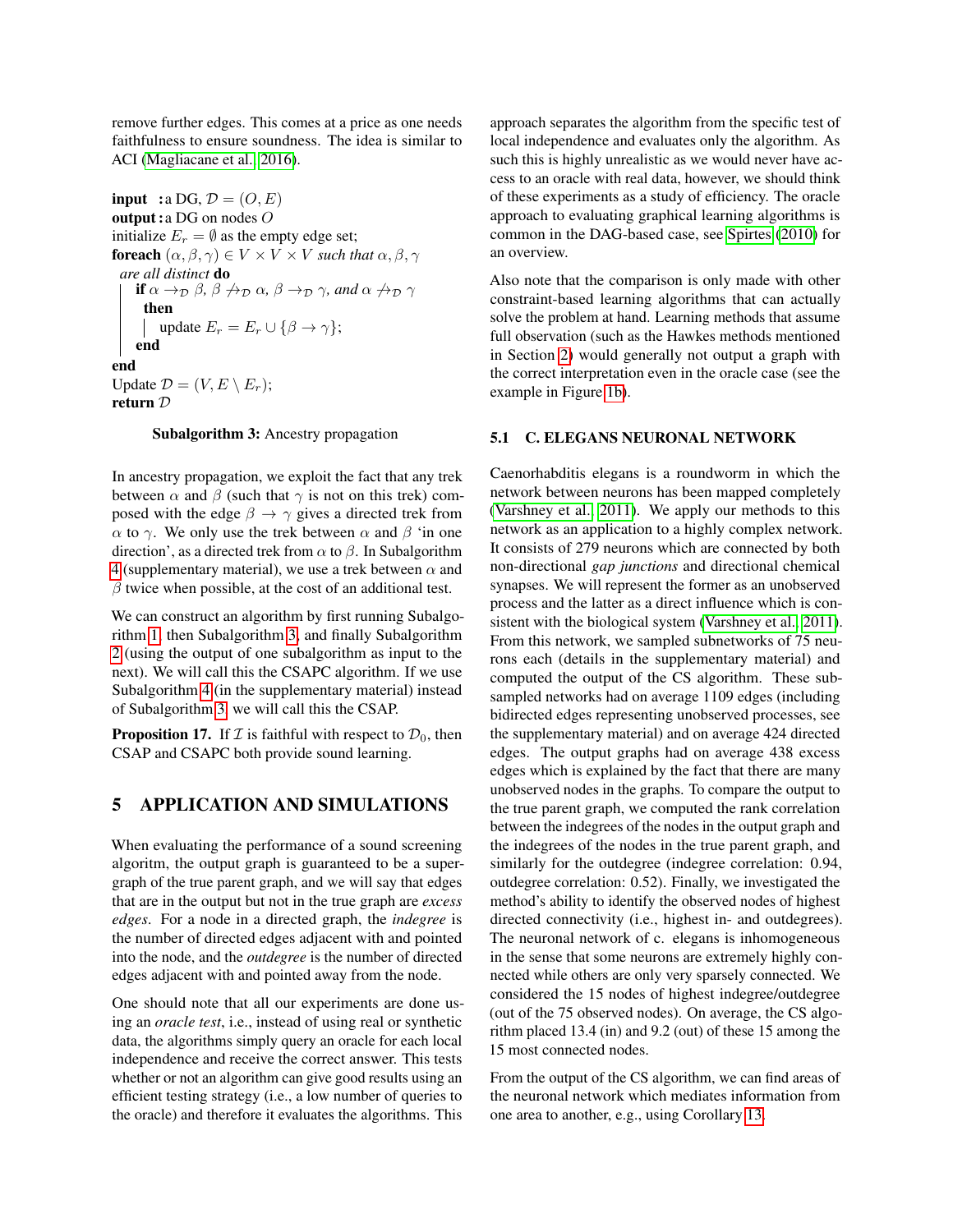remove further edges. This comes at a price as one needs faithfulness to ensure soundness. The idea is similar to ACI (Magliacane et al. 2016).

**input** : a DG, $\mathcal{D} = (O, E)$
**output** : a DG on nodes $O$
initialize $E_r = \emptyset$ as the empty edge set;
**foreach** $(\alpha, \beta, \gamma) \in V \times V \times V$ *such that* $\alpha, \beta, \gamma$ *are all distinct* **do**
  **if** $\alpha \to_{\mathcal{D}} \beta$, $\beta \not\to_{\mathcal{D}} \alpha$, $\beta \to_{\mathcal{D}} \gamma$, *and* $\alpha \not\to_{\mathcal{D}} \gamma$ **then**
    update $E_r = E_r \cup \{\beta \to \gamma\}$;
  **end**
**end**
Update $\mathcal{D} = (V, E \setminus E_r)$;
**return** $\mathcal{D}$

**Subalgorithm 3:** Ancestry propagation

In ancestry propagation, we exploit the fact that any trek between $\alpha$ and $\beta$ (such that $\gamma$ is not on this trek) composed with the edge $\beta \to \gamma$ gives a directed trek from $\alpha$ to $\gamma$. We only use the trek between $\alpha$ and $\beta$ 'in one direction', as a directed trek from $\alpha$ to $\beta$. In Subalgorithm 4 (supplementary material), we use a trek between $\alpha$ and $\beta$ twice when possible, at the cost of an additional test.

We can construct an algorithm by first running Subalgorithm 1, then Subalgorithm 3, and finally Subalgorithm 2 (using the output of one subalgorithm as input to the next). We will call this the CSAPC algorithm. If we use Subalgorithm 4 (in the supplementary material) instead of Subalgorithm 3, we will call this the CSAP.

**Proposition 17.** If $\mathcal{I}$ is faithful with respect to $\mathcal{D}_0$, then CSAP and CSAPC both provide sound learning.

# 5 APPLICATION AND SIMULATIONS

When evaluating the performance of a sound screening algoritm, the output graph is guaranteed to be a supergraph of the true parent graph, and we will say that edges that are in the output but not in the true graph are *excess edges*. For a node in a directed graph, the *indegree* is the number of directed edges adjacent with and pointed into the node, and the *outdegree* is the number of directed edges adjacent with and pointed away from the node.

One should note that all our experiments are done using an *oracle test*, i.e., instead of using real or synthetic data, the algorithms simply query an oracle for each local independence and receive the correct answer. This tests whether or not an algorithm can give good results using an efficient testing strategy (i.e., a low number of queries to the oracle) and therefore it evaluates the algorithms. This approach separates the algorithm from the specific test of local independence and evaluates only the algorithm. As such this is highly unrealistic as we would never have access to an oracle with real data, however, we should think of these experiments as a study of efficiency. The oracle approach to evaluating graphical learning algorithms is common in the DAG-based case, see Spirtes (2010) for an overview.

Also note that the comparison is only made with other constraint-based learning algorithms that can actually solve the problem at hand. Learning methods that assume full observation (such as the Hawkes methods mentioned in Section 2) would generally not output a graph with the correct interpretation even in the oracle case (see the example in Figure 1b).

## 5.1 C. ELEGANS NEURONAL NETWORK

Caenorhabditis elegans is a roundworm in which the network between neurons has been mapped completely (Varshney et al. 2011). We apply our methods to this network as an application to a highly complex network. It consists of 279 neurons which are connected by both non-directional *gap junctions* and directional chemical synapses. We will represent the former as an unobserved process and the latter as a direct influence which is consistent with the biological system (Varshney et al. 2011). From this network, we sampled subnetworks of 75 neurons each (details in the supplementary material) and computed the output of the CS algorithm. These subsampled networks had on average 1109 edges (including bidirected edges representing unobserved processes, see the supplementary material) and on average 424 directed edges. The output graphs had on average 438 excess edges which is explained by the fact that there are many unobserved nodes in the graphs. To compare the output to the true parent graph, we computed the rank correlation between the indegrees of the nodes in the output graph and the indegrees of the nodes in the true parent graph, and similarly for the outdegree (indegree correlation: 0.94, outdegree correlation: 0.52). Finally, we investigated the method's ability to identify the observed nodes of highest directed connectivity (i.e., highest in- and outdegrees). The neuronal network of c. elegans is inhomogeneous in the sense that some neurons are extremely highly connected while others are only very sparsely connected. We considered the 15 nodes of highest indegree/outdegree (out of the 75 observed nodes). On average, the CS algorithm placed 13.4 (in) and 9.2 (out) of these 15 among the 15 most connected nodes.

From the output of the CS algorithm, we can find areas of the neuronal network which mediates information from one area to another, e.g., using Corollary 13.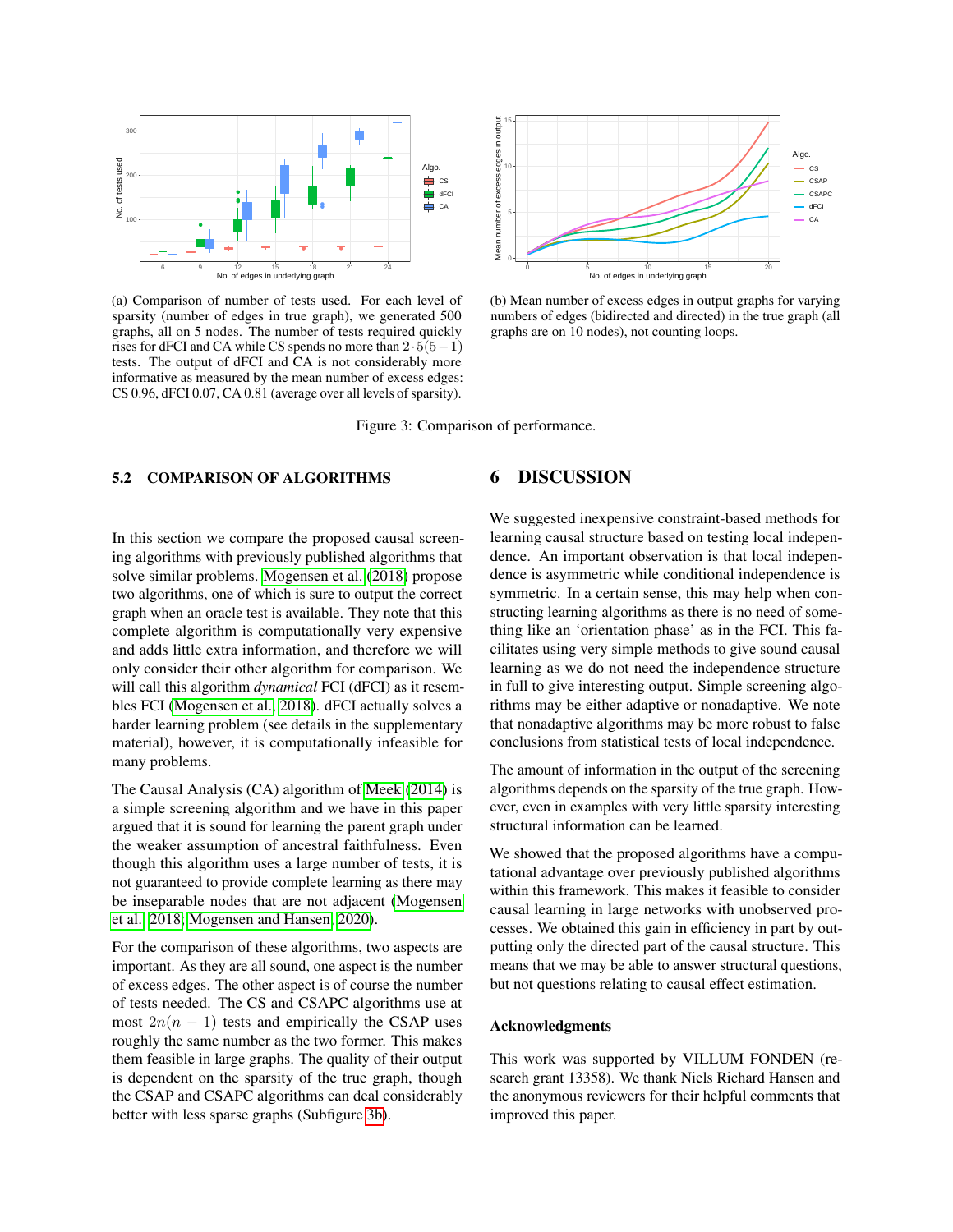(a) Comparison of number of tests used. For each level of sparsity (number of edges in true graph), we generated 500 graphs, all on 5 nodes. The number of tests required quickly rises for dFCI and CA while CS spends no more than $2 \cdot 5(5-1)$ tests. The output of dFCI and CA is not considerably more informative as measured by the mean number of excess edges: CS 0.96, dFCI 0.07, CA 0.81 (average over all levels of sparsity).

(b) Mean number of excess edges in output graphs for varying numbers of edges (bidirected and directed) in the true graph (all graphs are on 10 nodes), not counting loops.

Figure 3: Comparison of performance.

### 5.2 COMPARISON OF ALGORITHMS

In this section we compare the proposed causal screening algorithms with previously published algorithms that solve similar problems. Mogensen et al. (2018) propose two algorithms, one of which is sure to output the correct graph when an oracle test is available. They note that this complete algorithm is computationally very expensive and adds little extra information, and therefore we will only consider their other algorithm for comparison. We will call this algorithm *dynamical* FCI (dFCI) as it resembles FCI (Mogensen et al., 2018). dFCI actually solves a harder learning problem (see details in the supplementary material), however, it is computationally infeasible for many problems.

The Causal Analysis (CA) algorithm of Meek (2014) is a simple screening algorithm and we have in this paper argued that it is sound for learning the parent graph under the weaker assumption of ancestral faithfulness. Even though this algorithm uses a large number of tests, it is not guaranteed to provide complete learning as there may be inseparable nodes that are not adjacent (Mogensen et al., 2018; Mogensen and Hansen, 2020).

For the comparison of these algorithms, two aspects are important. As they are all sound, one aspect is the number of excess edges. The other aspect is of course the number of tests needed. The CS and CSAPC algorithms use at most $2n(n-1)$ tests and empirically the CSAP uses roughly the same number as the two former. This makes them feasible in large graphs. The quality of their output is dependent on the sparsity of the true graph, though the CSAP and CSAPC algorithms can deal considerably better with less sparse graphs (Subfigure 3b).

## 6 DISCUSSION

We suggested inexpensive constraint-based methods for learning causal structure based on testing local independence. An important observation is that local independence is asymmetric while conditional independence is symmetric. In a certain sense, this may help when constructing learning algorithms as there is no need of something like an 'orientation phase' as in the FCI. This facilitates using very simple methods to give sound causal learning as we do not need the independence structure in full to give interesting output. Simple screening algorithms may be either adaptive or nonadaptive. We note that nonadaptive algorithms may be more robust to false conclusions from statistical tests of local independence.

The amount of information in the output of the screening algorithms depends on the sparsity of the true graph. However, even in examples with very little sparsity interesting structural information can be learned.

We showed that the proposed algorithms have a computational advantage over previously published algorithms within this framework. This makes it feasible to consider causal learning in large networks with unobserved processes. We obtained this gain in efficiency in part by outputting only the directed part of the causal structure. This means that we may be able to answer structural questions, but not questions relating to causal effect estimation.

#### Acknowledgments

This work was supported by VILLUM FONDEN (research grant 13358). We thank Niels Richard Hansen and the anonymous reviewers for their helpful comments that improved this paper.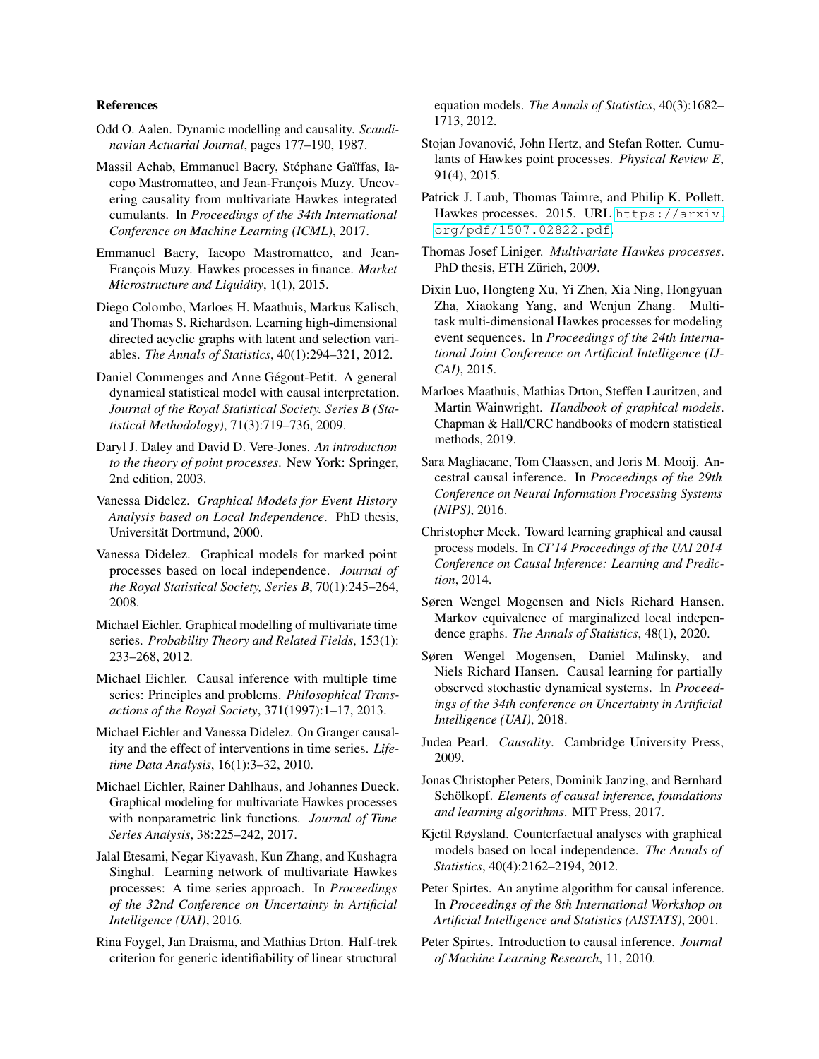### References

Odd O. Aalen. Dynamic modelling and causality. *Scandinavian Actuarial Journal*, pages 177–190, 1987.

Massil Achab, Emmanuel Bacry, Stéphane Gaïffas, Iacopo Mastromatteo, and Jean-François Muzy. Uncovering causality from multivariate Hawkes integrated cumulants. In *Proceedings of the 34th International Conference on Machine Learning (ICML)*, 2017.

Emmanuel Bacry, Iacopo Mastromatteo, and Jean-François Muzy. Hawkes processes in finance. *Market Microstructure and Liquidity*, 1(1), 2015.

Diego Colombo, Marloes H. Maathuis, Markus Kalisch, and Thomas S. Richardson. Learning high-dimensional directed acyclic graphs with latent and selection variables. *The Annals of Statistics*, 40(1):294–321, 2012.

Daniel Commenges and Anne Gégout-Petit. A general dynamical statistical model with causal interpretation. *Journal of the Royal Statistical Society. Series B (Statistical Methodology)*, 71(3):719–736, 2009.

Daryl J. Daley and David D. Vere-Jones. *An introduction to the theory of point processes*. New York: Springer, 2nd edition, 2003.

Vanessa Didelez. *Graphical Models for Event History Analysis based on Local Independence*. PhD thesis, Universität Dortmund, 2000.

Vanessa Didelez. Graphical models for marked point processes based on local independence. *Journal of the Royal Statistical Society, Series B*, 70(1):245–264, 2008.

Michael Eichler. Graphical modelling of multivariate time series. *Probability Theory and Related Fields*, 153(1):233–268, 2012.

Michael Eichler. Causal inference with multiple time series: Principles and problems. *Philosophical Transactions of the Royal Society*, 371(1997):1–17, 2013.

Michael Eichler and Vanessa Didelez. On Granger causality and the effect of interventions in time series. *Lifetime Data Analysis*, 16(1):3–32, 2010.

Michael Eichler, Rainer Dahlhaus, and Johannes Dueck. Graphical modeling for multivariate Hawkes processes with nonparametric link functions. *Journal of Time Series Analysis*, 38:225–242, 2017.

Jalal Etesami, Negar Kiyavash, Kun Zhang, and Kushagra Singhal. Learning network of multivariate Hawkes processes: A time series approach. In *Proceedings of the 32nd Conference on Uncertainty in Artificial Intelligence (UAI)*, 2016.

Rina Foygel, Jan Draisma, and Mathias Drton. Half-trek criterion for generic identifiability of linear structural equation models. *The Annals of Statistics*, 40(3):1682–1713, 2012.

Stojan Jovanović, John Hertz, and Stefan Rotter. Cumulants of Hawkes point processes. *Physical Review E*, 91(4), 2015.

Patrick J. Laub, Thomas Taimre, and Philip K. Pollett. Hawkes processes. 2015. URL https://arxiv.org/pdf/1507.02822.pdf.

Thomas Josef Liniger. *Multivariate Hawkes processes*. PhD thesis, ETH Zürich, 2009.

Dixin Luo, Hongteng Xu, Yi Zhen, Xia Ning, Hongyuan Zha, Xiaokang Yang, and Wenjun Zhang. Multi-task multi-dimensional Hawkes processes for modeling event sequences. In *Proceedings of the 24th International Joint Conference on Artificial Intelligence (IJCAI)*, 2015.

Marloes Maathuis, Mathias Drton, Steffen Lauritzen, and Martin Wainwright. *Handbook of graphical models*. Chapman & Hall/CRC handbooks of modern statistical methods, 2019.

Sara Magliacane, Tom Claassen, and Joris M. Mooij. Ancestral causal inference. In *Proceedings of the 29th Conference on Neural Information Processing Systems (NIPS)*, 2016.

Christopher Meek. Toward learning graphical and causal process models. In *CI'14 Proceedings of the UAI 2014 Conference on Causal Inference: Learning and Prediction*, 2014.

Søren Wengel Mogensen and Niels Richard Hansen. Markov equivalence of marginalized local independence graphs. *The Annals of Statistics*, 48(1), 2020.

Søren Wengel Mogensen, Daniel Malinsky, and Niels Richard Hansen. Causal learning for partially observed stochastic dynamical systems. In *Proceedings of the 34th conference on Uncertainty in Artificial Intelligence (UAI)*, 2018.

Judea Pearl. *Causality*. Cambridge University Press, 2009.

Jonas Christopher Peters, Dominik Janzing, and Bernhard Schölkopf. *Elements of causal inference, foundations and learning algorithms*. MIT Press, 2017.

Kjetil Røysland. Counterfactual analyses with graphical models based on local independence. *The Annals of Statistics*, 40(4):2162–2194, 2012.

Peter Spirtes. An anytime algorithm for causal inference. In *Proceedings of the 8th International Workshop on Artificial Intelligence and Statistics (AISTATS)*, 2001.

Peter Spirtes. Introduction to causal inference. *Journal of Machine Learning Research*, 11, 2010.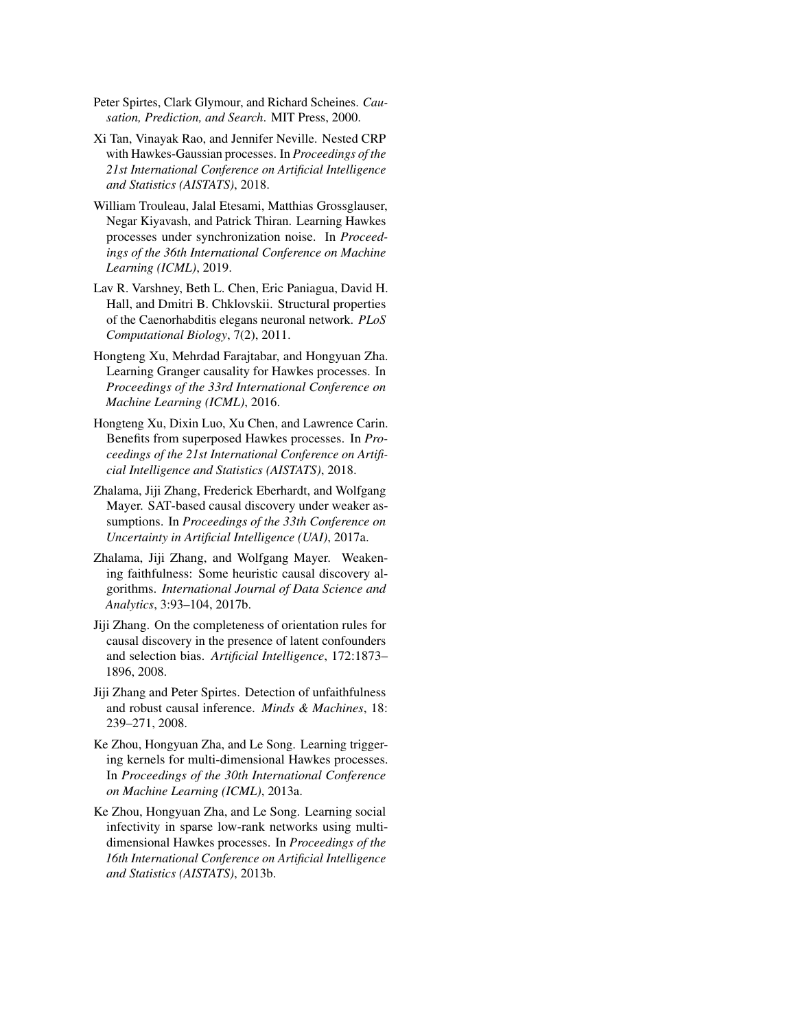Peter Spirtes, Clark Glymour, and Richard Scheines. *Causation, Prediction, and Search*. MIT Press, 2000.

Xi Tan, Vinayak Rao, and Jennifer Neville. Nested CRP with Hawkes-Gaussian processes. In *Proceedings of the 21st International Conference on Artificial Intelligence and Statistics (AISTATS)*, 2018.

William Trouleau, Jalal Etesami, Matthias Grossglauser, Negar Kiyavash, and Patrick Thiran. Learning Hawkes processes under synchronization noise. In *Proceedings of the 36th International Conference on Machine Learning (ICML)*, 2019.

Lav R. Varshney, Beth L. Chen, Eric Paniagua, David H. Hall, and Dmitri B. Chklovskii. Structural properties of the Caenorhabditis elegans neuronal network. *PLoS Computational Biology*, 7(2), 2011.

Hongteng Xu, Mehrdad Farajtabar, and Hongyuan Zha. Learning Granger causality for Hawkes processes. In *Proceedings of the 33rd International Conference on Machine Learning (ICML)*, 2016.

Hongteng Xu, Dixin Luo, Xu Chen, and Lawrence Carin. Benefits from superposed Hawkes processes. In *Proceedings of the 21st International Conference on Artificial Intelligence and Statistics (AISTATS)*, 2018.

Zhalama, Jiji Zhang, Frederick Eberhardt, and Wolfgang Mayer. SAT-based causal discovery under weaker assumptions. In *Proceedings of the 33th Conference on Uncertainty in Artificial Intelligence (UAI)*, 2017a.

Zhalama, Jiji Zhang, and Wolfgang Mayer. Weakening faithfulness: Some heuristic causal discovery algorithms. *International Journal of Data Science and Analytics*, 3:93–104, 2017b.

Jiji Zhang. On the completeness of orientation rules for causal discovery in the presence of latent confounders and selection bias. *Artificial Intelligence*, 172:1873–1896, 2008.

Jiji Zhang and Peter Spirtes. Detection of unfaithfulness and robust causal inference. *Minds & Machines*, 18: 239–271, 2008.

Ke Zhou, Hongyuan Zha, and Le Song. Learning triggering kernels for multi-dimensional Hawkes processes. In *Proceedings of the 30th International Conference on Machine Learning (ICML)*, 2013a.

Ke Zhou, Hongyuan Zha, and Le Song. Learning social infectivity in sparse low-rank networks using multi-dimensional Hawkes processes. In *Proceedings of the 16th International Conference on Artificial Intelligence and Statistics (AISTATS)*, 2013b.